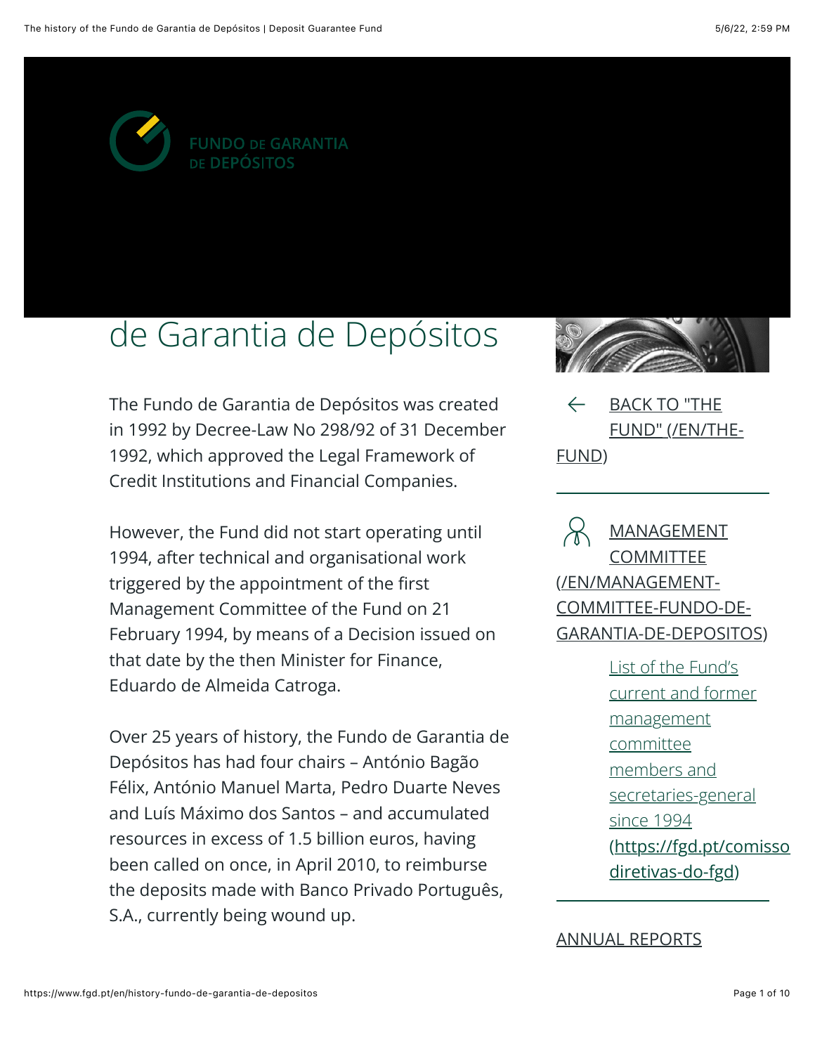FUNDO DE GARANTIA DE DEPÓSITOS

# de Garantia de Depósitos

The Fundo de Garantia de Depósitos was created in 1992 by Decree-Law No 298/92 of 31 December 1992, which approved the Legal Framework of Credit Institutions and Financial Companies.

However, the Fund did not start operating until 1994, after technical and organisational work triggered by the appointment of the first Management Committee of the Fund on 21 February 1994, by means of a Decision issued on that date by the then Minister for Finance, Eduardo de Almeida Catroga.

Over 25 years of history, the Fundo de Garantia de Depósitos has had four chairs – António Bagão Félix, António Manuel Marta, Pedro Duarte Neves and Luís Máximo dos Santos – and accumulated resources in excess of 1.5 billion euros, having been called on once, in April 2010, to reimburse the deposits made with Banco Privado Português, S.A., currently being wound up.

BACK TO "THE FUND" (/EN/THE-FUND)

MANAGEMENT COMMITTEE (/EN/MANAGEMENT-COMMITTEE-FUNDO-DE-GARANTIA-DE-DEPOSITOS)

List of the Fund’s current and former management committee members and secretaries-general since 1994 (https://fgd.pt/comisso diretivas-do-fgd)

ANNUAL REPORTS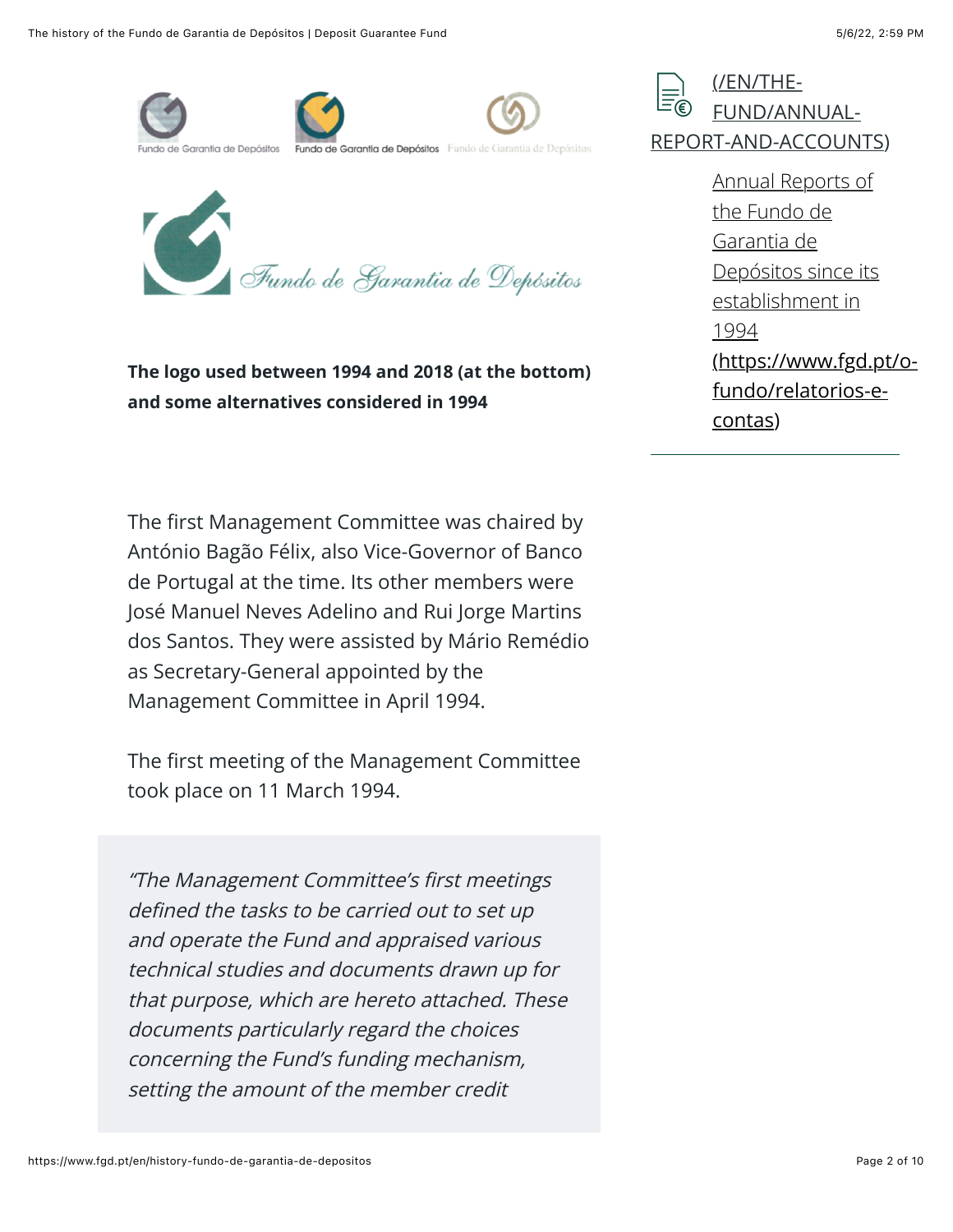**The logo used between 1994 and 2018 (at the bottom) and some alternatives considered in 1994**

[(/EN/THE-FUND/ANNUAL-REPORT-AND-ACCOUNTS)](/EN/THE-FUND/ANNUAL-REPORT-AND-ACCOUNTS)

[Annual Reports of the Fundo de Garantia de Depósitos since its establishment in 1994 (https://www.fgd.pt/o-fundo/relatorios-e-contas)](https://www.fgd.pt/o-fundo/relatorios-e-contas)

The first Management Committee was chaired by António Bagão Félix, also Vice-Governor of Banco de Portugal at the time. Its other members were José Manuel Neves Adelino and Rui Jorge Martins dos Santos. They were assisted by Mário Remédio as Secretary-General appointed by the Management Committee in April 1994.

The first meeting of the Management Committee took place on 11 March 1994.

> *"The Management Committee's first meetings defined the tasks to be carried out to set up and operate the Fund and appraised various technical studies and documents drawn up for that purpose, which are hereto attached. These documents particularly regard the choices concerning the Fund's funding mechanism, setting the amount of the member credit*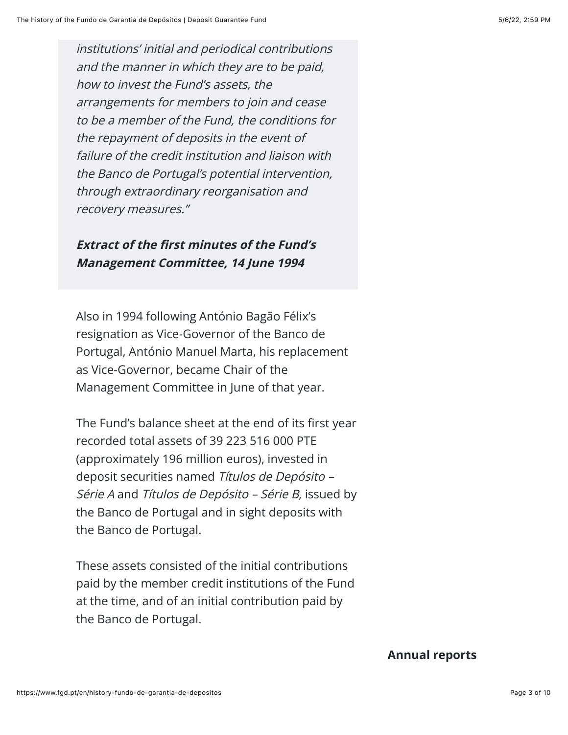> *institutions' initial and periodical contributions and the manner in which they are to be paid, how to invest the Fund's assets, the arrangements for members to join and cease to be a member of the Fund, the conditions for the repayment of deposits in the event of failure of the credit institution and liaison with the Banco de Portugal's potential intervention, through extraordinary reorganisation and recovery measures."*
>
> ***Extract of the first minutes of the Fund's Management Committee, 14 June 1994***

Also in 1994 following António Bagão Félix's resignation as Vice-Governor of the Banco de Portugal, António Manuel Marta, his replacement as Vice-Governor, became Chair of the Management Committee in June of that year.

The Fund's balance sheet at the end of its first year recorded total assets of 39 223 516 000 PTE (approximately 196 million euros), invested in deposit securities named *Títulos de Depósito – Série A* and *Títulos de Depósito – Série B*, issued by the Banco de Portugal and in sight deposits with the Banco de Portugal.

These assets consisted of the initial contributions paid by the member credit institutions of the Fund at the time, and of an initial contribution paid by the Banco de Portugal.

**Annual reports**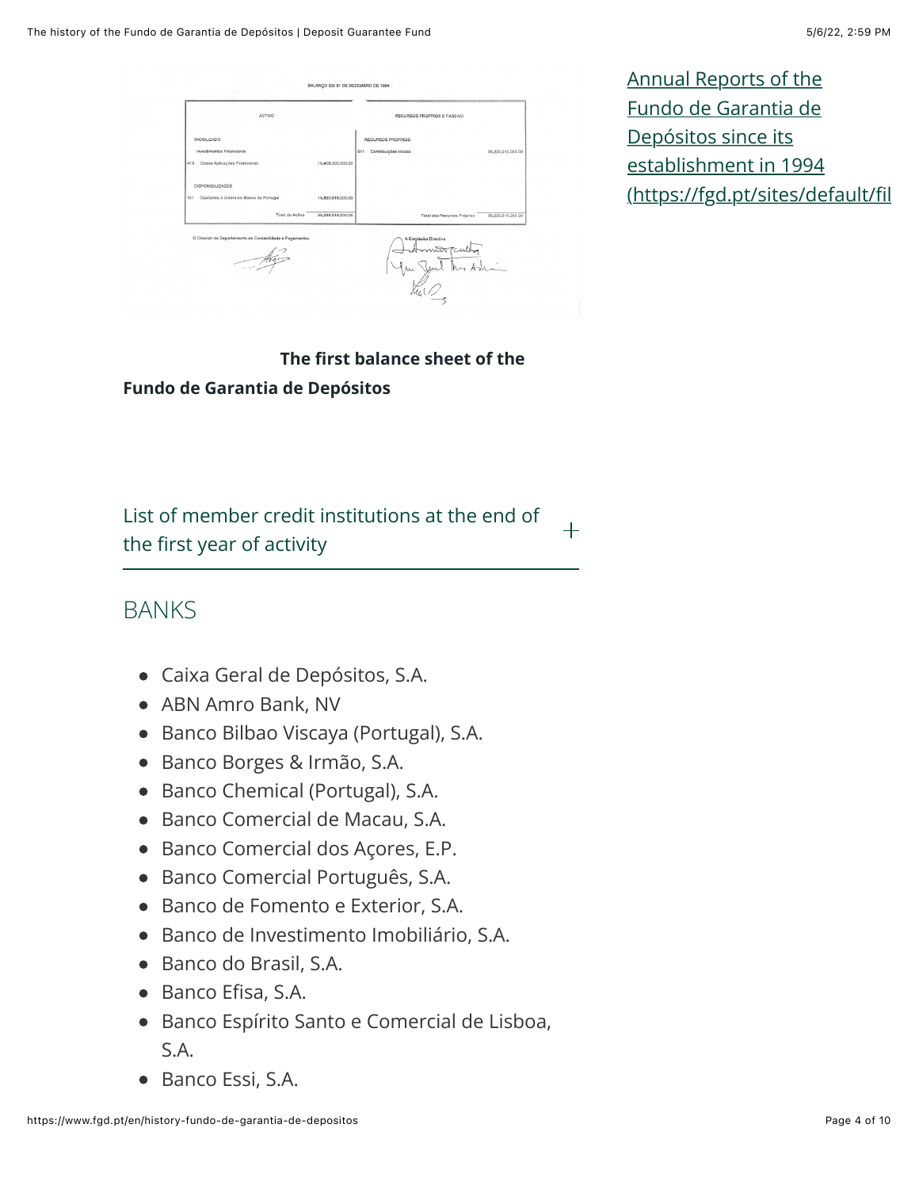BALANÇO EM 31 DE DEZEMBRO DE 1994

| ACTIVO | | RECURSOS PRÓPRIOS E PASSIVO | |
|---|---|---|---|
| IMOBILIZADO | | RECURSOS PRÓPRIOS | |
| Investimentos Financeiros | | 511 Contribuições Iniciais | 39,223,516,000.00 |
| 415 Outras Aplicações Financeiras | 19,403,000,000.00 | | |
| DISPONIBILIDADES | | | |
| 121 Depósitos à ordem no Banco de Portugal | 19,820,516,000.00 | | |
| Total do Activo | 39,223,516,000.00 | Total dos Recursos Próprios | 39,223,516,000.00 |

O Director do Departamento de Contabilidade e Pagamentos

A Comissão Directiva

**The first balance sheet of the Fundo de Garantia de Depósitos**

[Annual Reports of the Fundo de Garantia de Depósitos since its establishment in 1994 (https://fgd.pt/sites/default/fil]

List of member credit institutions at the end of the first year of activity +

## BANKS

- Caixa Geral de Depósitos, S.A.
- ABN Amro Bank, NV
- Banco Bilbao Viscaya (Portugal), S.A.
- Banco Borges & Irmão, S.A.
- Banco Chemical (Portugal), S.A.
- Banco Comercial de Macau, S.A.
- Banco Comercial dos Açores, E.P.
- Banco Comercial Português, S.A.
- Banco de Fomento e Exterior, S.A.
- Banco de Investimento Imobiliário, S.A.
- Banco do Brasil, S.A.
- Banco Efisa, S.A.
- Banco Espírito Santo e Comercial de Lisboa, S.A.
- Banco Essi, S.A.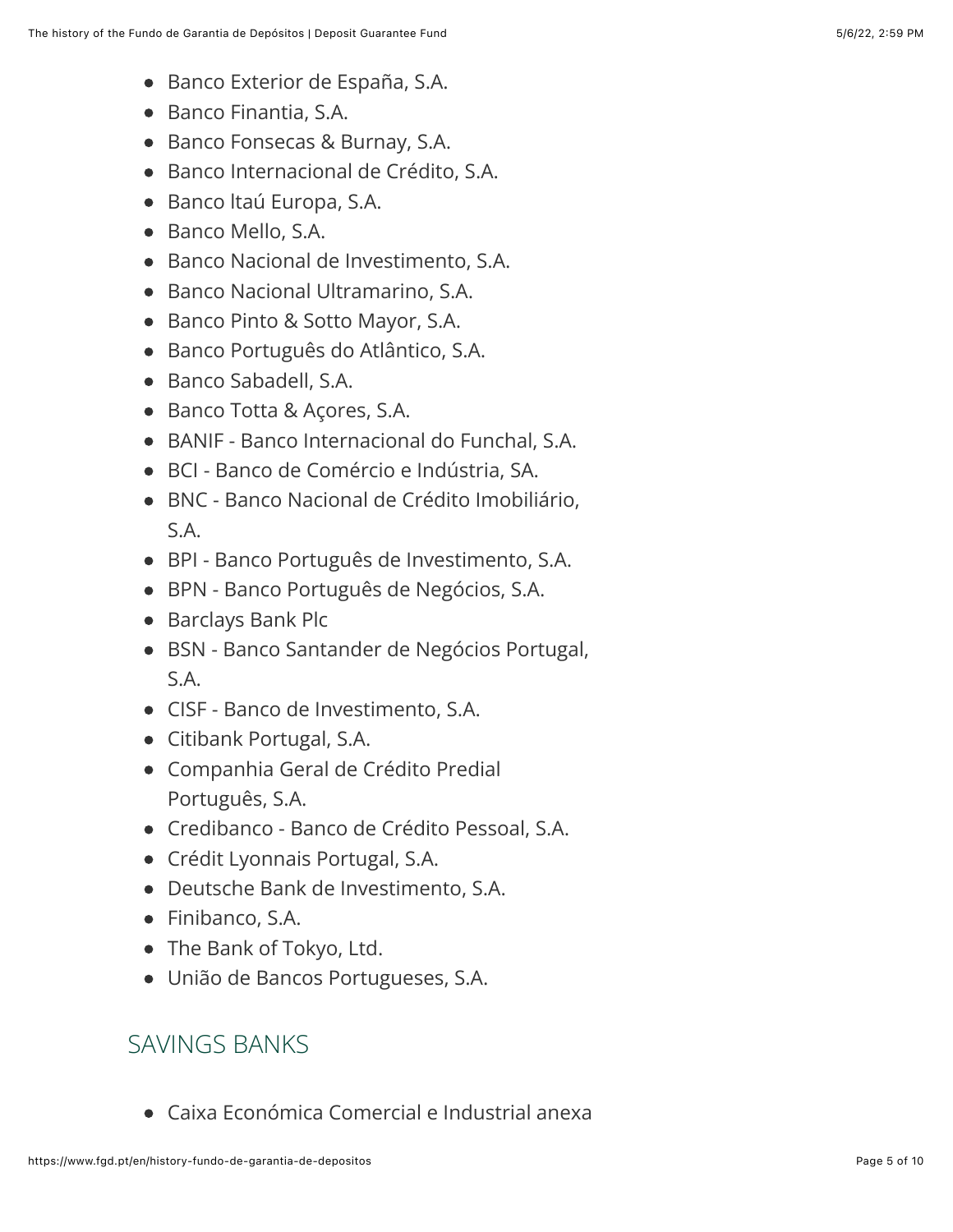- Banco Exterior de España, S.A.
- Banco Finantia, S.A.
- Banco Fonsecas & Burnay, S.A.
- Banco Internacional de Crédito, S.A.
- Banco ltaú Europa, S.A.
- Banco Mello, S.A.
- Banco Nacional de Investimento, S.A.
- Banco Nacional Ultramarino, S.A.
- Banco Pinto & Sotto Mayor, S.A.
- Banco Português do Atlântico, S.A.
- Banco Sabadell, S.A.
- Banco Totta & Açores, S.A.
- BANIF - Banco Internacional do Funchal, S.A.
- BCI - Banco de Comércio e Indústria, SA.
- BNC - Banco Nacional de Crédito Imobiliário, S.A.
- BPI - Banco Português de Investimento, S.A.
- BPN - Banco Português de Negócios, S.A.
- Barclays Bank Plc
- BSN - Banco Santander de Negócios Portugal, S.A.
- CISF - Banco de Investimento, S.A.
- Citibank Portugal, S.A.
- Companhia Geral de Crédito Predial Português, S.A.
- Credibanco - Banco de Crédito Pessoal, S.A.
- Crédit Lyonnais Portugal, S.A.
- Deutsche Bank de Investimento, S.A.
- Finibanco, S.A.
- The Bank of Tokyo, Ltd.
- União de Bancos Portugueses, S.A.

## SAVINGS BANKS

- Caixa Económica Comercial e Industrial anexa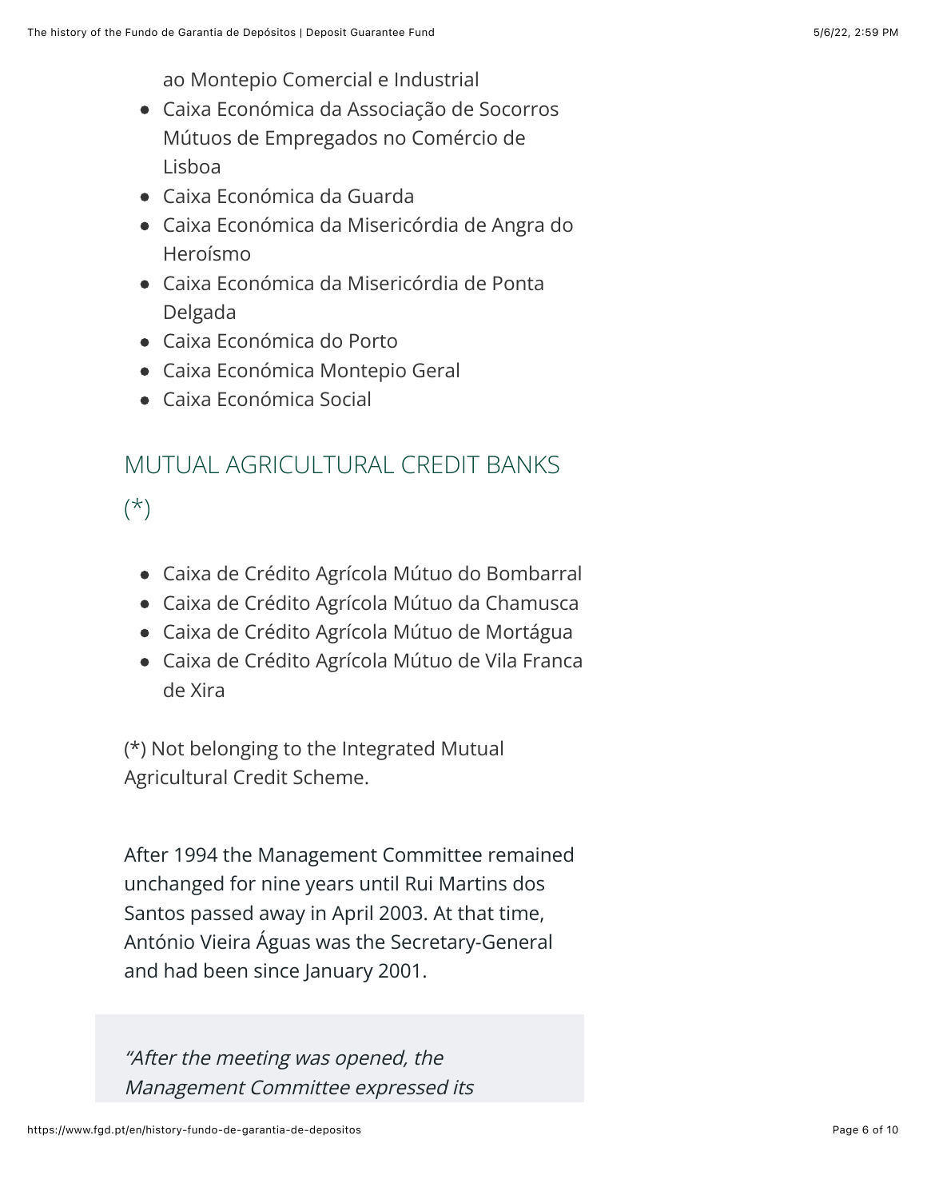ao Montepio Comercial e Industrial
- Caixa Económica da Associação de Socorros Mútuos de Empregados no Comércio de Lisboa
- Caixa Económica da Guarda
- Caixa Económica da Misericórdia de Angra do Heroísmo
- Caixa Económica da Misericórdia de Ponta Delgada
- Caixa Económica do Porto
- Caixa Económica Montepio Geral
- Caixa Económica Social

## MUTUAL AGRICULTURAL CREDIT BANKS (*)

- Caixa de Crédito Agrícola Mútuo do Bombarral
- Caixa de Crédito Agrícola Mútuo da Chamusca
- Caixa de Crédito Agrícola Mútuo de Mortágua
- Caixa de Crédito Agrícola Mútuo de Vila Franca de Xira

(*) Not belonging to the Integrated Mutual Agricultural Credit Scheme.

After 1994 the Management Committee remained unchanged for nine years until Rui Martins dos Santos passed away in April 2003. At that time, António Vieira Águas was the Secretary-General and had been since January 2001.

> *"After the meeting was opened, the Management Committee expressed its*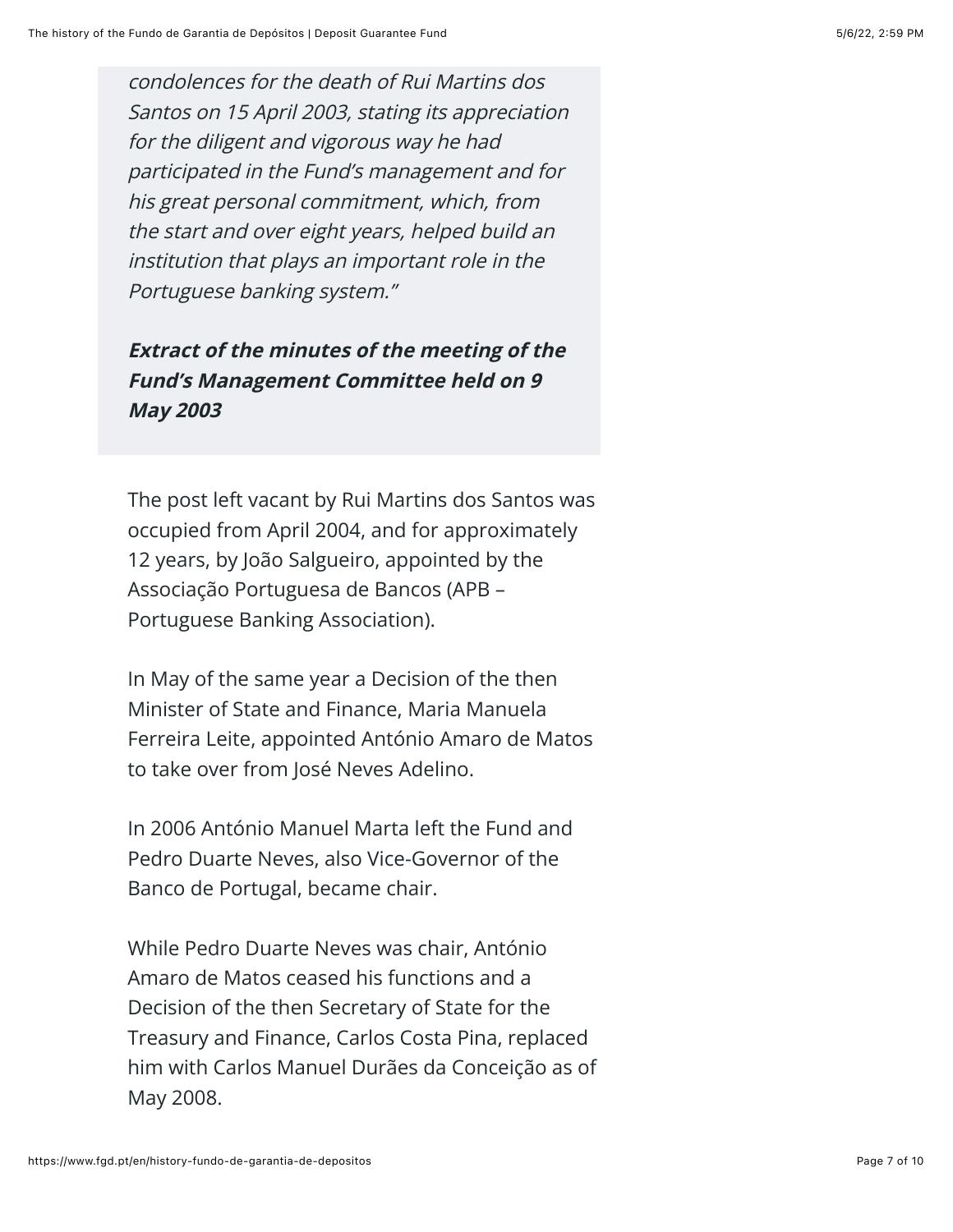> *condolences for the death of Rui Martins dos Santos on 15 April 2003, stating its appreciation for the diligent and vigorous way he had participated in the Fund's management and for his great personal commitment, which, from the start and over eight years, helped build an institution that plays an important role in the Portuguese banking system."*
>
> ***Extract of the minutes of the meeting of the Fund's Management Committee held on 9 May 2003***

The post left vacant by Rui Martins dos Santos was occupied from April 2004, and for approximately 12 years, by João Salgueiro, appointed by the Associação Portuguesa de Bancos (APB – Portuguese Banking Association).

In May of the same year a Decision of the then Minister of State and Finance, Maria Manuela Ferreira Leite, appointed António Amaro de Matos to take over from José Neves Adelino.

In 2006 António Manuel Marta left the Fund and Pedro Duarte Neves, also Vice-Governor of the Banco de Portugal, became chair.

While Pedro Duarte Neves was chair, António Amaro de Matos ceased his functions and a Decision of the then Secretary of State for the Treasury and Finance, Carlos Costa Pina, replaced him with Carlos Manuel Durães da Conceição as of May 2008.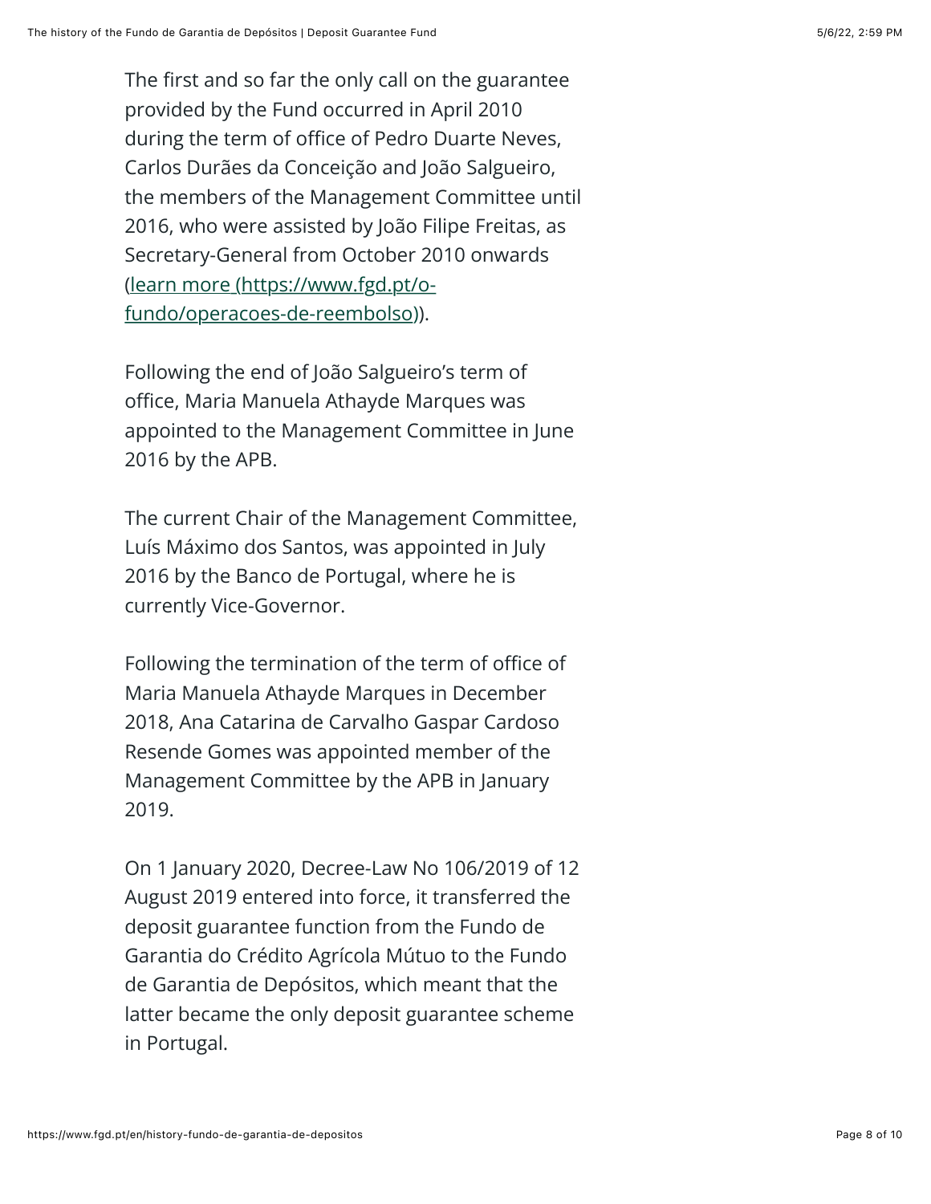The first and so far the only call on the guarantee provided by the Fund occurred in April 2010 during the term of office of Pedro Duarte Neves, Carlos Durães da Conceição and João Salgueiro, the members of the Management Committee until 2016, who were assisted by João Filipe Freitas, as Secretary-General from October 2010 onwards ([learn more (https://www.fgd.pt/o-fundo/operacoes-de-reembolso)](https://www.fgd.pt/o-fundo/operacoes-de-reembolso)).

Following the end of João Salgueiro's term of office, Maria Manuela Athayde Marques was appointed to the Management Committee in June 2016 by the APB.

The current Chair of the Management Committee, Luís Máximo dos Santos, was appointed in July 2016 by the Banco de Portugal, where he is currently Vice-Governor.

Following the termination of the term of office of Maria Manuela Athayde Marques in December 2018, Ana Catarina de Carvalho Gaspar Cardoso Resende Gomes was appointed member of the Management Committee by the APB in January 2019.

On 1 January 2020, Decree-Law No 106/2019 of 12 August 2019 entered into force, it transferred the deposit guarantee function from the Fundo de Garantia do Crédito Agrícola Mútuo to the Fundo de Garantia de Depósitos, which meant that the latter became the only deposit guarantee scheme in Portugal.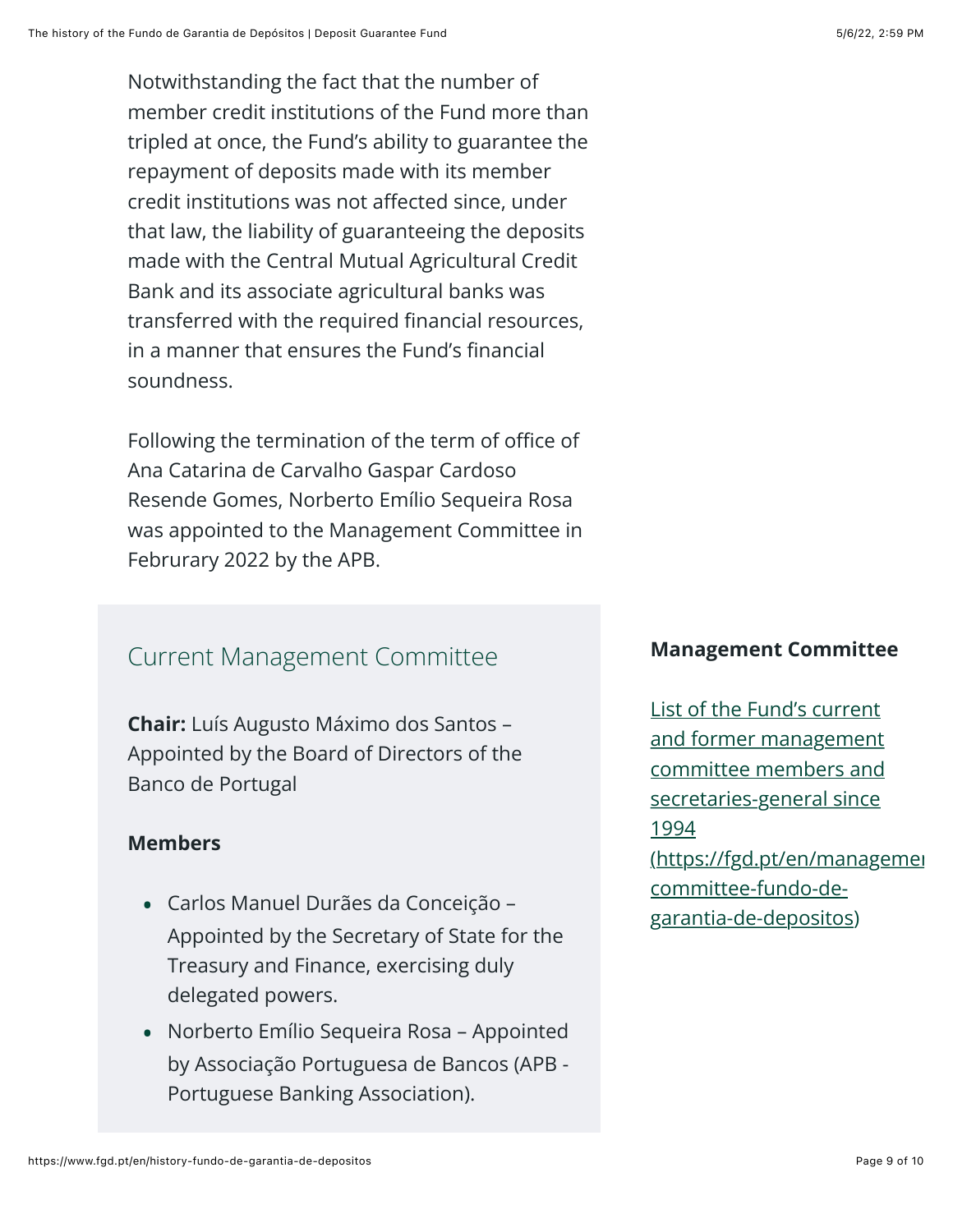Notwithstanding the fact that the number of member credit institutions of the Fund more than tripled at once, the Fund's ability to guarantee the repayment of deposits made with its member credit institutions was not affected since, under that law, the liability of guaranteeing the deposits made with the Central Mutual Agricultural Credit Bank and its associate agricultural banks was transferred with the required financial resources, in a manner that ensures the Fund's financial soundness.

Following the termination of the term of office of Ana Catarina de Carvalho Gaspar Cardoso Resende Gomes, Norberto Emílio Sequeira Rosa was appointed to the Management Committee in Februrary 2022 by the APB.

## Current Management Committee

**Chair:** Luís Augusto Máximo dos Santos – Appointed by the Board of Directors of the Banco de Portugal

**Members**

- Carlos Manuel Durães da Conceição – Appointed by the Secretary of State for the Treasury and Finance, exercising duly delegated powers.
- Norberto Emílio Sequeira Rosa – Appointed by Associação Portuguesa de Bancos (APB - Portuguese Banking Association).

**Management Committee**

[List of the Fund's current and former management committee members and secretaries-general since 1994 (https://fgd.pt/en/management-committee-fundo-de-garantia-de-depositos)](https://fgd.pt/en/management-committee-fundo-de-garantia-de-depositos)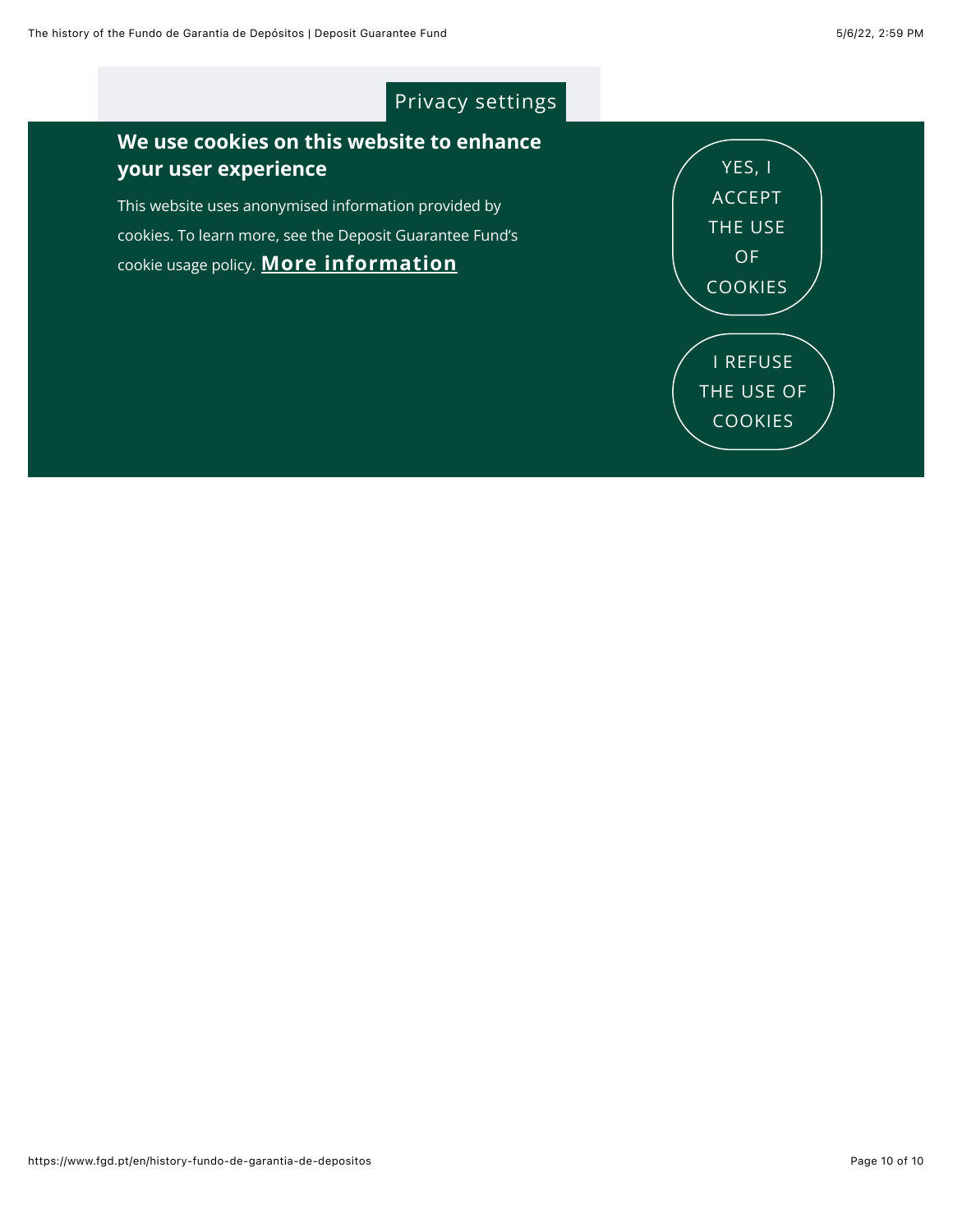Privacy settings

## We use cookies on this website to enhance your user experience

This website uses anonymised information provided by cookies. To learn more, see the Deposit Guarantee Fund's cookie usage policy. **More information**

YES, I ACCEPT THE USE OF COOKIES

I REFUSE THE USE OF COOKIES